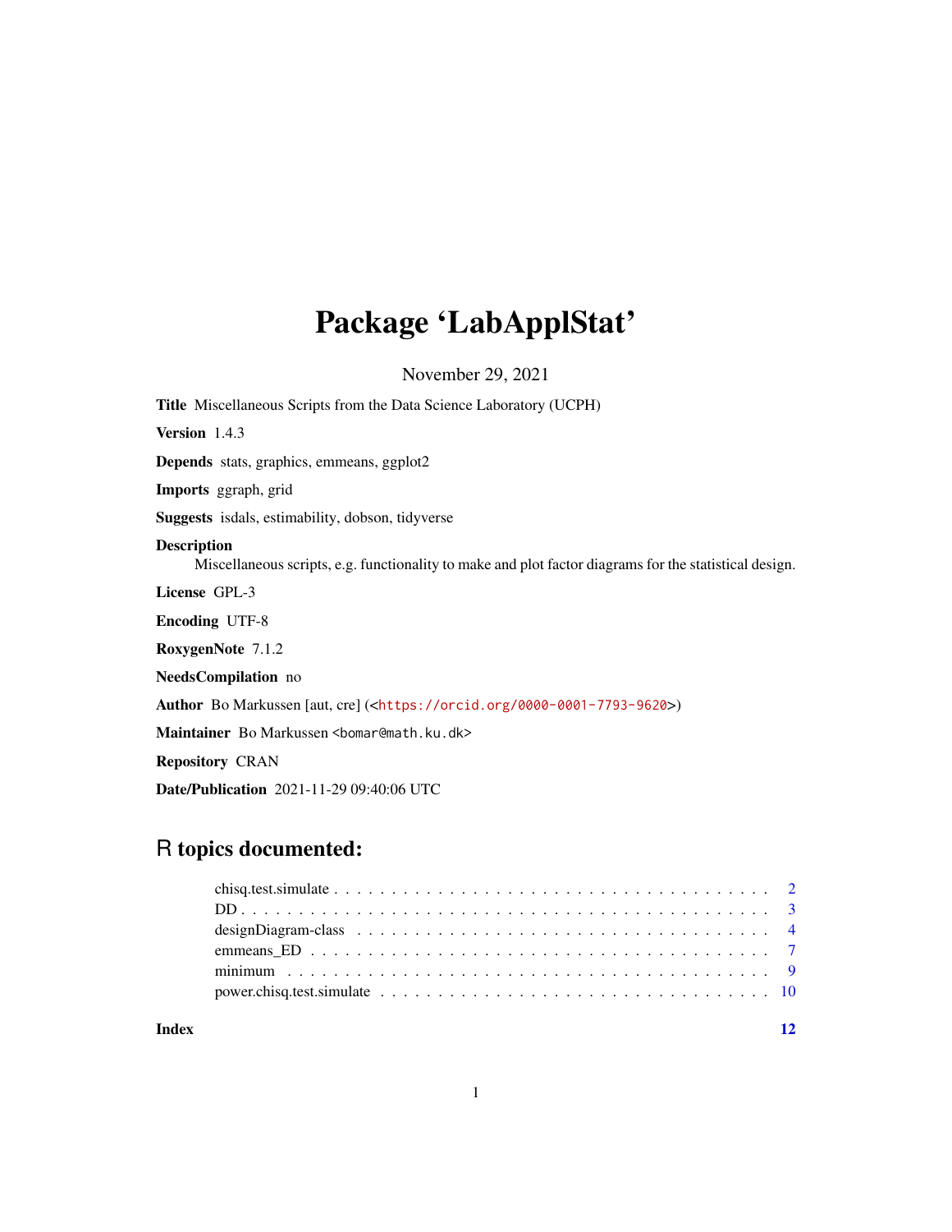# Package 'LabApplStat'

November 29, 2021

**Title** Miscellaneous Scripts from the Data Science Laboratory (UCPH)

**Version** 1.4.3

**Depends** stats, graphics, emmeans, ggplot2

**Imports** ggraph, grid

**Suggests** isdals, estimability, dobson, tidyverse

**Description**
Miscellaneous scripts, e.g. functionality to make and plot factor diagrams for the statistical design.

**License** GPL-3

**Encoding** UTF-8

**RoxygenNote** 7.1.2

**NeedsCompilation** no

**Author** Bo Markussen [aut, cre] (<https://orcid.org/0000-0001-7793-9620>)

**Maintainer** Bo Markussen <bomar@math.ku.dk>

**Repository** CRAN

**Date/Publication** 2021-11-29 09:40:06 UTC

## R topics documented:

| | |
|---|---|
| chisq.test.simulate | 2 |
| DD | 3 |
| designDiagram-class | 4 |
| emmeans_ED | 7 |
| minimum | 9 |
| power.chisq.test.simulate | 10 |
| **Index** | **12** |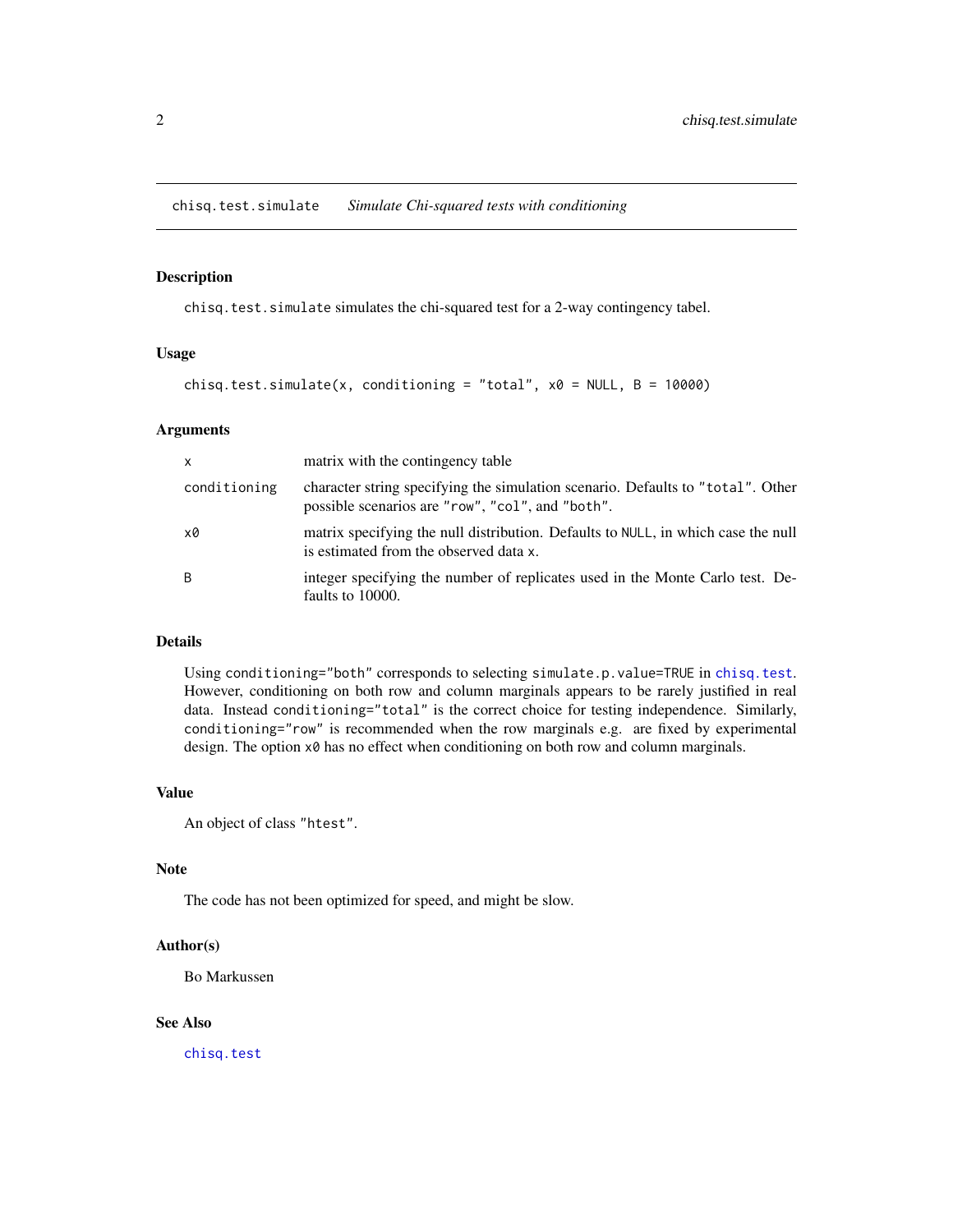`chisq.test.simulate` *Simulate Chi-squared tests with conditioning*

## Description

`chisq.test.simulate` simulates the chi-squared test for a 2-way contingency tabel.

## Usage

```
chisq.test.simulate(x, conditioning = "total", x0 = NULL, B = 10000)
```

## Arguments

| | |
|---|---|
| `x` | matrix with the contingency table |
| `conditioning` | character string specifying the simulation scenario. Defaults to `"total"`. Other possible scenarios are `"row"`, `"col"`, and `"both"`. |
| `x0` | matrix specifying the null distribution. Defaults to `NULL`, in which case the null is estimated from the observed data `x`. |
| `B` | integer specifying the number of replicates used in the Monte Carlo test. Defaults to 10000. |

## Details

Using `conditioning="both"` corresponds to selecting `simulate.p.value=TRUE` in `chisq.test`. However, conditioning on both row and column marginals appears to be rarely justified in real data. Instead `conditioning="total"` is the correct choice for testing independence. Similarly, `conditioning="row"` is recommended when the row marginals e.g. are fixed by experimental design. The option `x0` has no effect when conditioning on both row and column marginals.

## Value

An object of class `"htest"`.

## Note

The code has not been optimized for speed, and might be slow.

## Author(s)

Bo Markussen

## See Also

`chisq.test`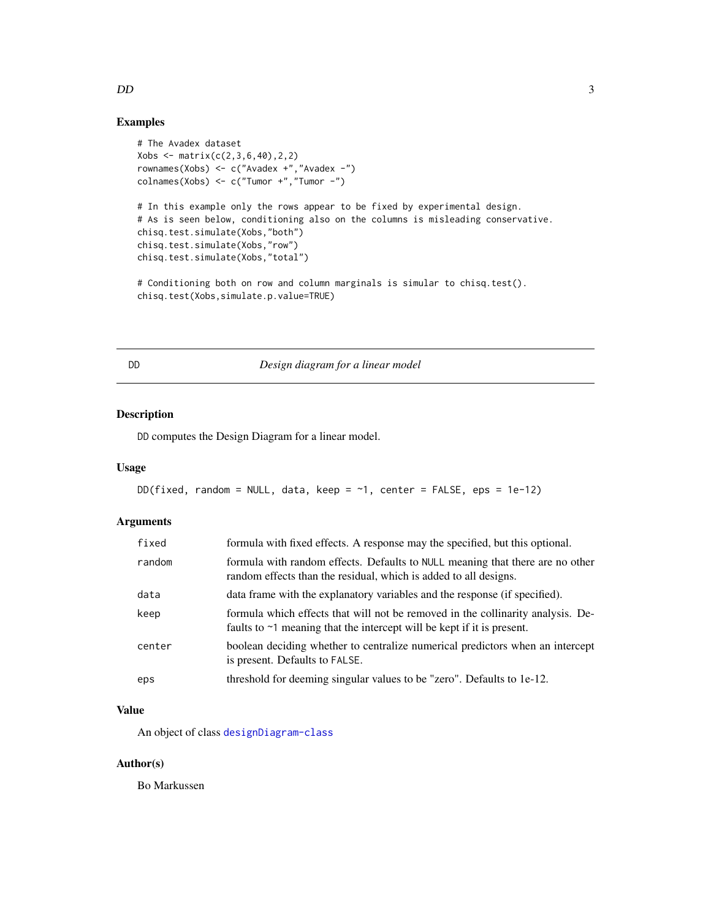## Examples

```
# The Avadex dataset
Xobs <- matrix(c(2,3,6,40),2,2)
rownames(Xobs) <- c("Avadex +","Avadex -")
colnames(Xobs) <- c("Tumor +","Tumor -")

# In this example only the rows appear to be fixed by experimental design.
# As is seen below, conditioning also on the columns is misleading conservative.
chisq.test.simulate(Xobs,"both")
chisq.test.simulate(Xobs,"row")
chisq.test.simulate(Xobs,"total")

# Conditioning both on row and column marginals is simular to chisq.test().
chisq.test(Xobs,simulate.p.value=TRUE)
```

---

DD — *Design diagram for a linear model*

---

## Description

DD computes the Design Diagram for a linear model.

## Usage

```
DD(fixed, random = NULL, data, keep = ~1, center = FALSE, eps = 1e-12)
```

## Arguments

| | |
|---|---|
| fixed | formula with fixed effects. A response may the specified, but this optional. |
| random | formula with random effects. Defaults to NULL meaning that there are no other random effects than the residual, which is added to all designs. |
| data | data frame with the explanatory variables and the response (if specified). |
| keep | formula which effects that will not be removed in the collinarity analysis. Defaults to ~1 meaning that the intercept will be kept if it is present. |
| center | boolean deciding whether to centralize numerical predictors when an intercept is present. Defaults to FALSE. |
| eps | threshold for deeming singular values to be "zero". Defaults to 1e-12. |

## Value

An object of class designDiagram-class

## Author(s)

Bo Markussen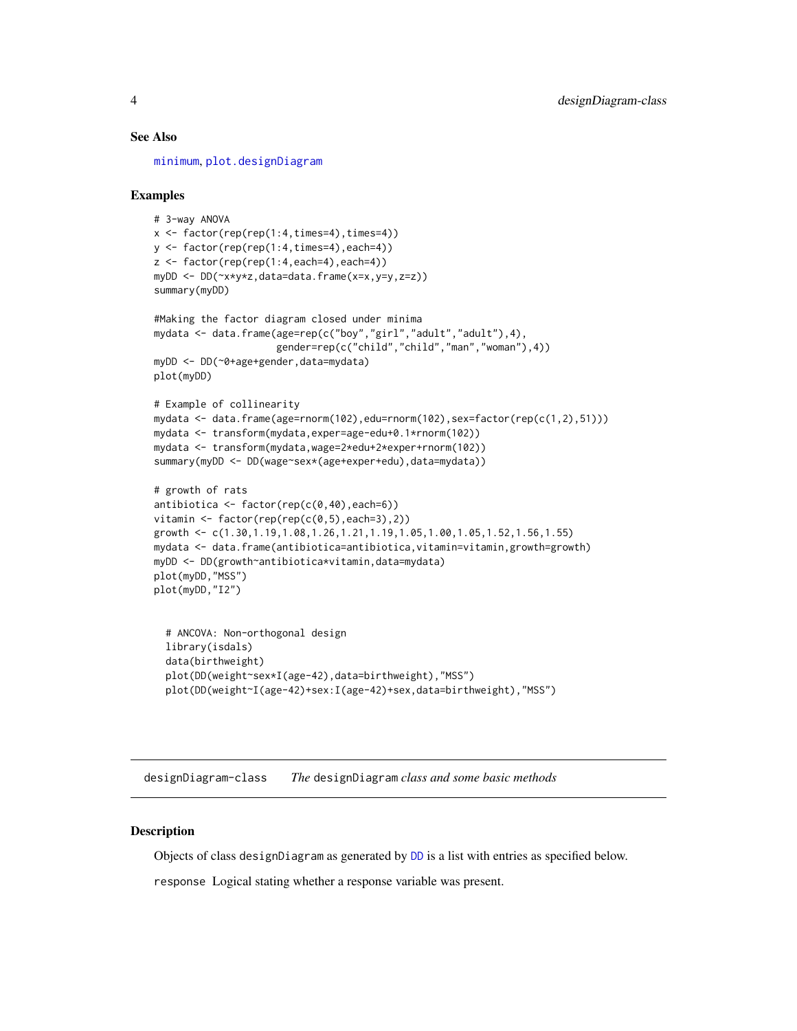### See Also

minimum, plot.designDiagram

### Examples

```
# 3-way ANOVA
x <- factor(rep(rep(1:4,times=4),times=4))
y <- factor(rep(rep(1:4,times=4),each=4))
z <- factor(rep(rep(1:4,each=4),each=4))
myDD <- DD(~x*y*z,data=data.frame(x=x,y=y,z=z))
summary(myDD)

#Making the factor diagram closed under minima
mydata <- data.frame(age=rep(c("boy","girl","adult","adult"),4),
                     gender=rep(c("child","child","man","woman"),4))
myDD <- DD(~0+age+gender,data=mydata)
plot(myDD)

# Example of collinearity
mydata <- data.frame(age=rnorm(102),edu=rnorm(102),sex=factor(rep(c(1,2),51)))
mydata <- transform(mydata,exper=age-edu+0.1*rnorm(102))
mydata <- transform(mydata,wage=2*edu+2*exper+rnorm(102))
summary(myDD <- DD(wage~sex*(age+exper+edu),data=mydata))

# growth of rats
antibiotica <- factor(rep(c(0,40),each=6))
vitamin <- factor(rep(rep(c(0,5),each=3),2))
growth <- c(1.30,1.19,1.08,1.26,1.21,1.19,1.05,1.00,1.05,1.52,1.56,1.55)
mydata <- data.frame(antibiotica=antibiotica,vitamin=vitamin,growth=growth)
myDD <- DD(growth~antibiotica*vitamin,data=mydata)
plot(myDD,"MSS")
plot(myDD,"I2")


  # ANCOVA: Non-orthogonal design
  library(isdals)
  data(birthweight)
  plot(DD(weight~sex*I(age-42),data=birthweight),"MSS")
  plot(DD(weight~I(age-42)+sex:I(age-42)+sex,data=birthweight),"MSS")
```

---

## designDiagram-class    *The* designDiagram *class and some basic methods*

### Description

Objects of class designDiagram as generated by DD is a list with entries as specified below.

response  Logical stating whether a response variable was present.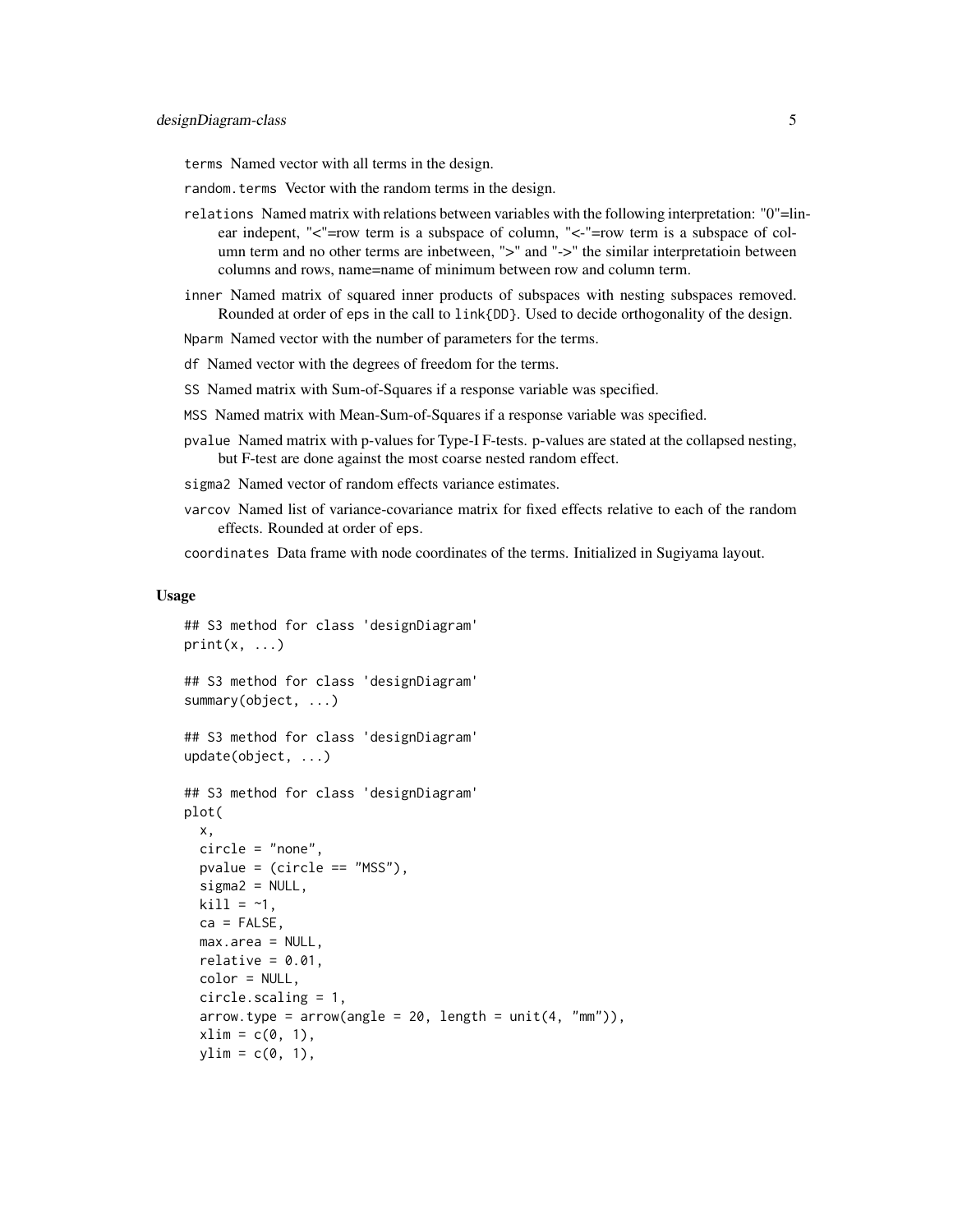terms Named vector with all terms in the design.

random.terms Vector with the random terms in the design.

relations Named matrix with relations between variables with the following interpretation: "0"=linear indepent, "<"=row term is a subspace of column, "<-"=row term is a subspace of column term and no other terms are inbetween, ">" and "->" the similar interpretatioin between columns and rows, name=name of minimum between row and column term.

inner Named matrix of squared inner products of subspaces with nesting subspaces removed. Rounded at order of eps in the call to link{DD}. Used to decide orthogonality of the design.

Nparm Named vector with the number of parameters for the terms.

df Named vector with the degrees of freedom for the terms.

SS Named matrix with Sum-of-Squares if a response variable was specified.

MSS Named matrix with Mean-Sum-of-Squares if a response variable was specified.

pvalue Named matrix with p-values for Type-I F-tests. p-values are stated at the collapsed nesting, but F-test are done against the most coarse nested random effect.

sigma2 Named vector of random effects variance estimates.

varcov Named list of variance-covariance matrix for fixed effects relative to each of the random effects. Rounded at order of eps.

coordinates Data frame with node coordinates of the terms. Initialized in Sugiyama layout.

### Usage

```
## S3 method for class 'designDiagram'
print(x, ...)

## S3 method for class 'designDiagram'
summary(object, ...)

## S3 method for class 'designDiagram'
update(object, ...)

## S3 method for class 'designDiagram'
plot(
  x,
  circle = "none",
  pvalue = (circle == "MSS"),
  sigma2 = NULL,
  kill = ~1,
  ca = FALSE,
  max.area = NULL,
  relative = 0.01,
  color = NULL,
  circle.scaling = 1,
  arrow.type = arrow(angle = 20, length = unit(4, "mm")),
  xlim = c(0, 1),
  ylim = c(0, 1),
```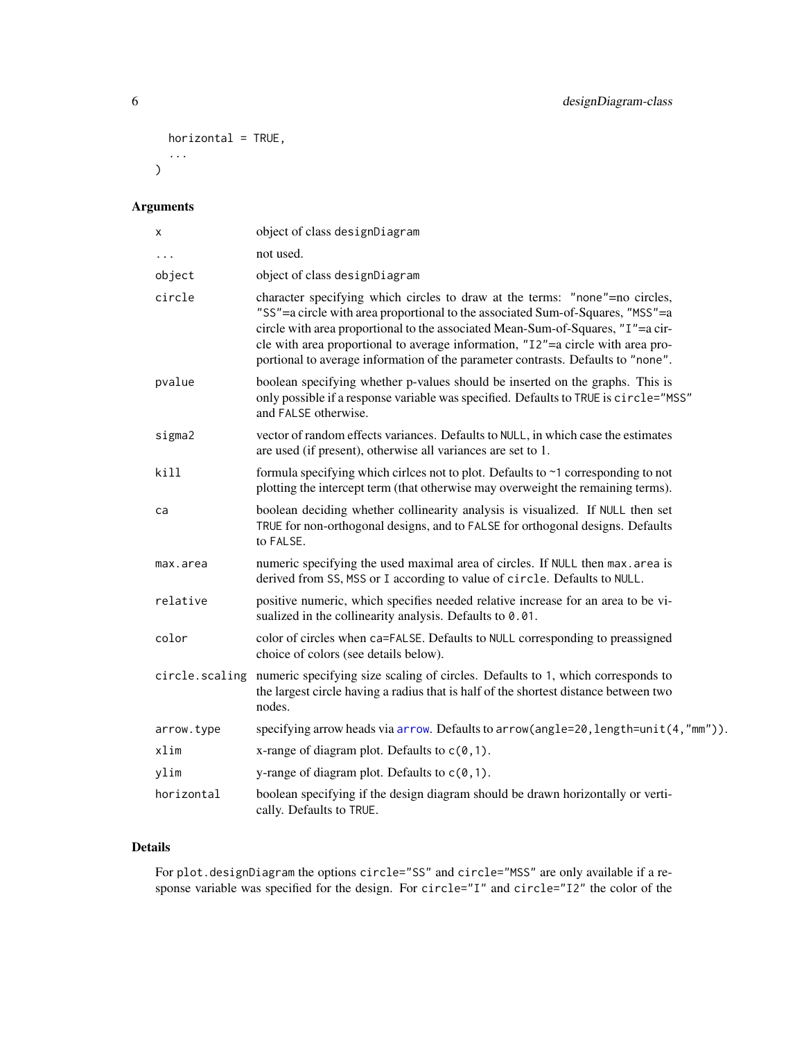```
  horizontal = TRUE,
  ...
)
```

## Arguments

| | |
|---|---|
| `x` | object of class `designDiagram` |
| `...` | not used. |
| `object` | object of class `designDiagram` |
| `circle` | character specifying which circles to draw at the terms: `"none"`=no circles, `"SS"`=a circle with area proportional to the associated Sum-of-Squares, `"MSS"`=a circle with area proportional to the associated Mean-Sum-of-Squares, `"I"`=a circle with area proportional to average information, `"I2"`=a circle with area proportional to average information of the parameter contrasts. Defaults to `"none"`. |
| `pvalue` | boolean specifying whether p-values should be inserted on the graphs. This is only possible if a response variable was specified. Defaults to `TRUE` is `circle="MSS"` and `FALSE` otherwise. |
| `sigma2` | vector of random effects variances. Defaults to `NULL`, in which case the estimates are used (if present), otherwise all variances are set to 1. |
| `kill` | formula specifying which cirlces not to plot. Defaults to `~1` corresponding to not plotting the intercept term (that otherwise may overweight the remaining terms). |
| `ca` | boolean deciding whether collinearity analysis is visualized. If `NULL` then set `TRUE` for non-orthogonal designs, and to `FALSE` for orthogonal designs. Defaults to `FALSE`. |
| `max.area` | numeric specifying the used maximal area of circles. If `NULL` then `max.area` is derived from `SS`, `MSS` or `I` according to value of `circle`. Defaults to `NULL`. |
| `relative` | positive numeric, which specifies needed relative increase for an area to be visualized in the collinearity analysis. Defaults to `0.01`. |
| `color` | color of circles when `ca=FALSE`. Defaults to `NULL` corresponding to preassigned choice of colors (see details below). |
| `circle.scaling` | numeric specifying size scaling of circles. Defaults to `1`, which corresponds to the largest circle having a radius that is half of the shortest distance between two nodes. |
| `arrow.type` | specifying arrow heads via `arrow`. Defaults to `arrow(angle=20,length=unit(4,"mm"))`. |
| `xlim` | x-range of diagram plot. Defaults to `c(0,1)`. |
| `ylim` | y-range of diagram plot. Defaults to `c(0,1)`. |
| `horizontal` | boolean specifying if the design diagram should be drawn horizontally or vertically. Defaults to `TRUE`. |

## Details

For `plot.designDiagram` the options `circle="SS"` and `circle="MSS"` are only available if a response variable was specified for the design. For `circle="I"` and `circle="I2"` the color of the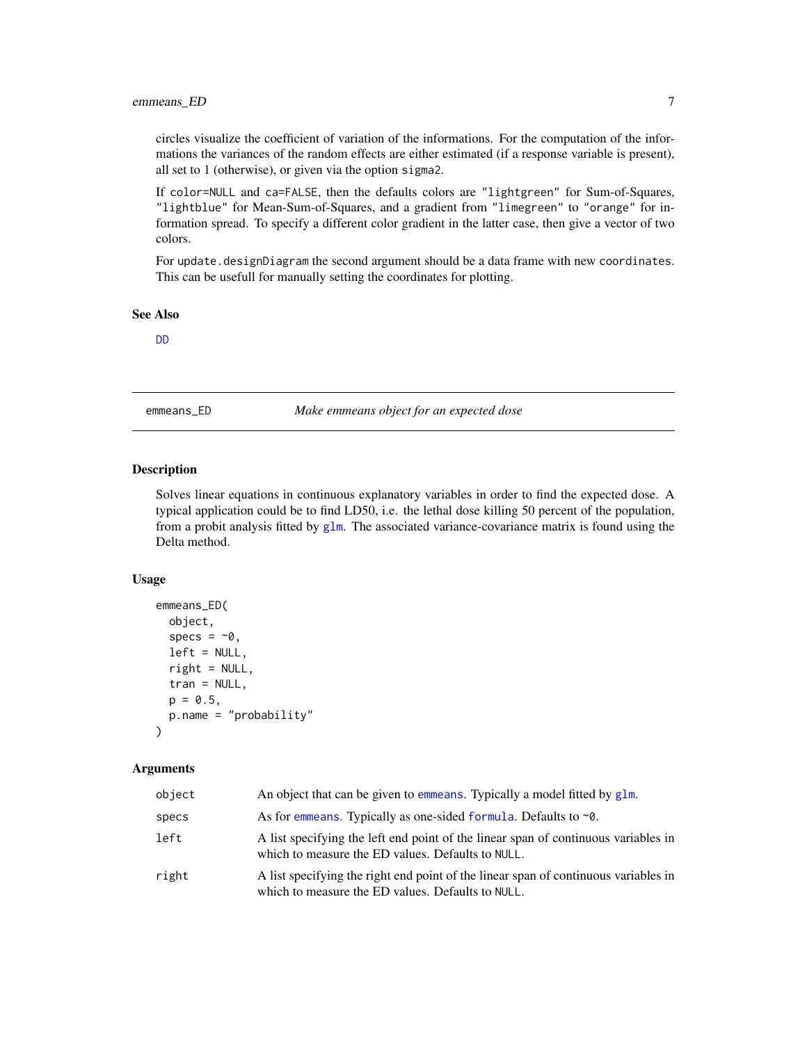circles visualize the coefficient of variation of the informations. For the computation of the informations the variances of the random effects are either estimated (if a response variable is present), all set to 1 (otherwise), or given via the option `sigma2`.

If `color=NULL` and `ca=FALSE`, then the defaults colors are `"lightgreen"` for Sum-of-Squares, `"lightblue"` for Mean-Sum-of-Squares, and a gradient from `"limegreen"` to `"orange"` for information spread. To specify a different color gradient in the latter case, then give a vector of two colors.

For `update.designDiagram` the second argument should be a data frame with new `coordinates`. This can be usefull for manually setting the coordinates for plotting.

### See Also

DD

---

## emmeans_ED — *Make emmeans object for an expected dose*

### Description

Solves linear equations in continuous explanatory variables in order to find the expected dose. A typical application could be to find LD50, i.e. the lethal dose killing 50 percent of the population, from a probit analysis fitted by glm. The associated variance-covariance matrix is found using the Delta method.

### Usage

```
emmeans_ED(
  object,
  specs = ~0,
  left = NULL,
  right = NULL,
  tran = NULL,
  p = 0.5,
  p.name = "probability"
)
```

### Arguments

| | |
|---|---|
| `object` | An object that can be given to emmeans. Typically a model fitted by glm. |
| `specs` | As for emmeans. Typically as one-sided formula. Defaults to `~0`. |
| `left` | A list specifying the left end point of the linear span of continuous variables in which to measure the ED values. Defaults to `NULL`. |
| `right` | A list specifying the right end point of the linear span of continuous variables in which to measure the ED values. Defaults to `NULL`. |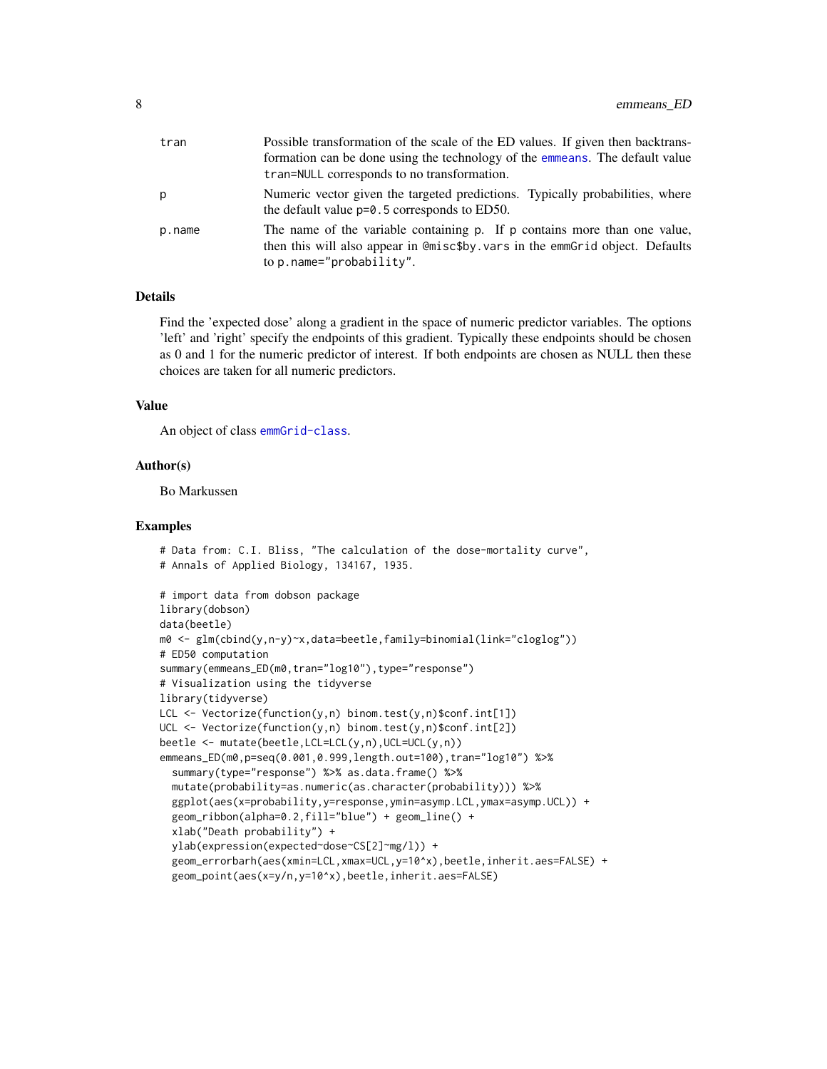| | |
|---|---|
| tran | Possible transformation of the scale of the ED values. If given then backtransformation can be done using the technology of the emmeans. The default value tran=NULL corresponds to no transformation. |
| p | Numeric vector given the targeted predictions. Typically probabilities, where the default value p=0.5 corresponds to ED50. |
| p.name | The name of the variable containing p. If p contains more than one value, then this will also appear in @misc$by.vars in the emmGrid object. Defaults to p.name="probability". |

### Details

Find the 'expected dose' along a gradient in the space of numeric predictor variables. The options 'left' and 'right' specify the endpoints of this gradient. Typically these endpoints should be chosen as 0 and 1 for the numeric predictor of interest. If both endpoints are chosen as NULL then these choices are taken for all numeric predictors.

### Value

An object of class emmGrid-class.

### Author(s)

Bo Markussen

### Examples

```
# Data from: C.I. Bliss, "The calculation of the dose-mortality curve",
# Annals of Applied Biology, 134167, 1935.

# import data from dobson package
library(dobson)
data(beetle)
m0 <- glm(cbind(y,n-y)~x,data=beetle,family=binomial(link="cloglog"))
# ED50 computation
summary(emmeans_ED(m0,tran="log10"),type="response")
# Visualization using the tidyverse
library(tidyverse)
LCL <- Vectorize(function(y,n) binom.test(y,n)$conf.int[1])
UCL <- Vectorize(function(y,n) binom.test(y,n)$conf.int[2])
beetle <- mutate(beetle,LCL=LCL(y,n),UCL=UCL(y,n))
emmeans_ED(m0,p=seq(0.001,0.999,length.out=100),tran="log10") %>%
  summary(type="response") %>% as.data.frame() %>%
  mutate(probability=as.numeric(as.character(probability))) %>%
  ggplot(aes(x=probability,y=response,ymin=asymp.LCL,ymax=asymp.UCL)) +
  geom_ribbon(alpha=0.2,fill="blue") + geom_line() +
  xlab("Death probability") +
  ylab(expression(expected~dose~CS[2]~mg/l)) +
  geom_errorbarh(aes(xmin=LCL,xmax=UCL,y=10^x),beetle,inherit.aes=FALSE) +
  geom_point(aes(x=y/n,y=10^x),beetle,inherit.aes=FALSE)
```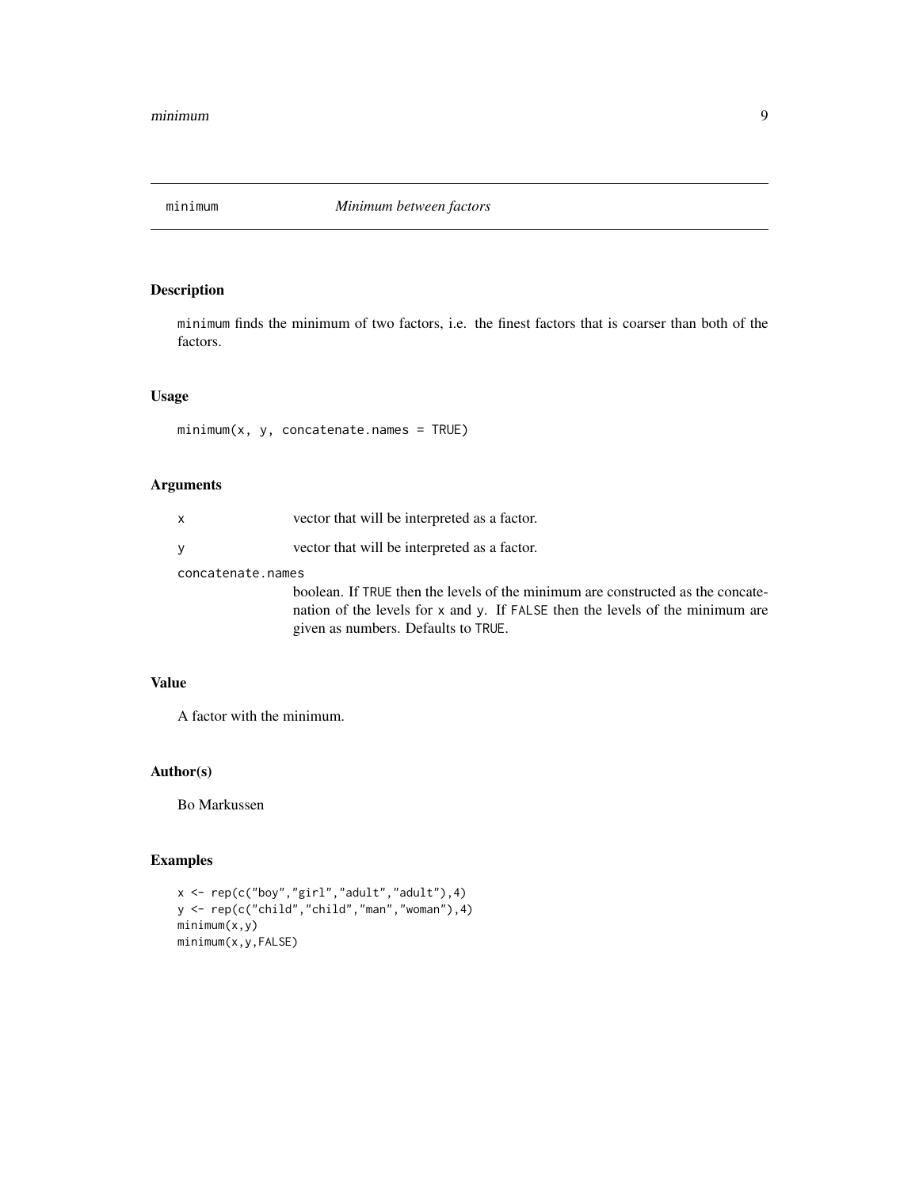minimum *Minimum between factors*

## Description

`minimum` finds the minimum of two factors, i.e. the finest factors that is coarser than both of the factors.

## Usage

```
minimum(x, y, concatenate.names = TRUE)
```

## Arguments

| | |
|---|---|
| `x` | vector that will be interpreted as a factor. |
| `y` | vector that will be interpreted as a factor. |
| `concatenate.names` | boolean. If `TRUE` then the levels of the minimum are constructed as the concatenation of the levels for `x` and `y`. If `FALSE` then the levels of the minimum are given as numbers. Defaults to `TRUE`. |

## Value

A factor with the minimum.

## Author(s)

Bo Markussen

## Examples

```
x <- rep(c("boy","girl","adult","adult"),4)
y <- rep(c("child","child","man","woman"),4)
minimum(x,y)
minimum(x,y,FALSE)
```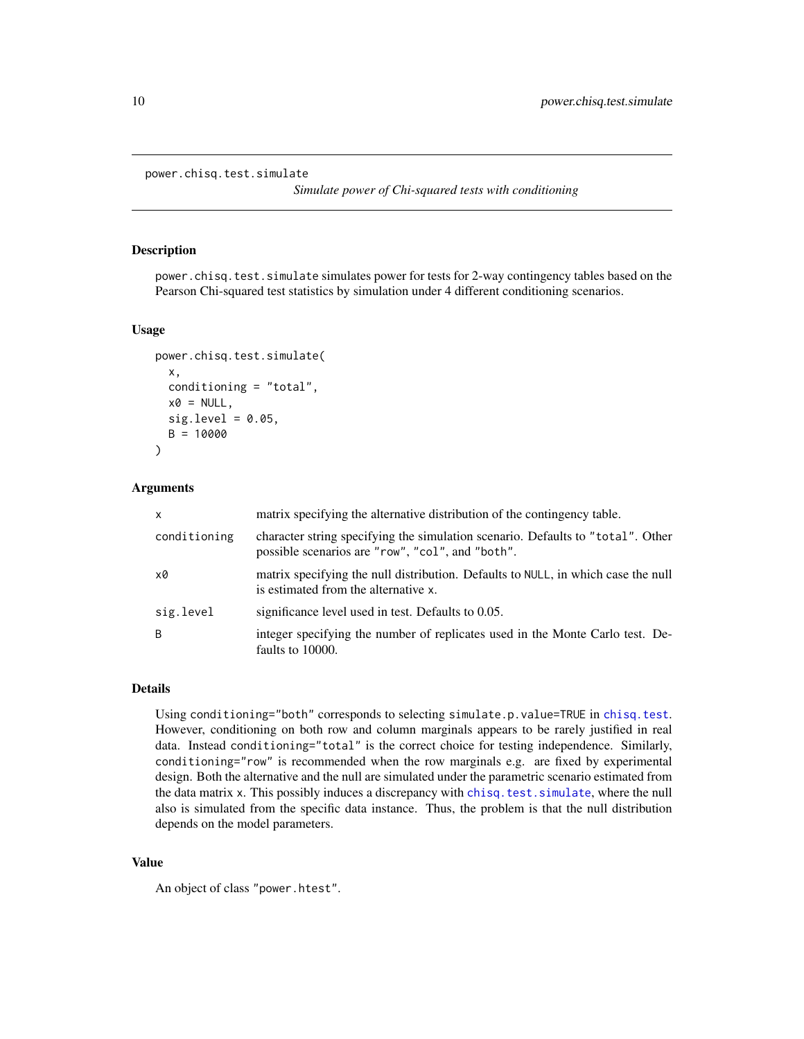# power.chisq.test.simulate

*Simulate power of Chi-squared tests with conditioning*

## Description

`power.chisq.test.simulate` simulates power for tests for 2-way contingency tables based on the Pearson Chi-squared test statistics by simulation under 4 different conditioning scenarios.

## Usage

```
power.chisq.test.simulate(
  x,
  conditioning = "total",
  x0 = NULL,
  sig.level = 0.05,
  B = 10000
)
```

## Arguments

| | |
|---|---|
| `x` | matrix specifying the alternative distribution of the contingency table. |
| `conditioning` | character string specifying the simulation scenario. Defaults to `"total"`. Other possible scenarios are `"row"`, `"col"`, and `"both"`. |
| `x0` | matrix specifying the null distribution. Defaults to `NULL`, in which case the null is estimated from the alternative `x`. |
| `sig.level` | significance level used in test. Defaults to 0.05. |
| `B` | integer specifying the number of replicates used in the Monte Carlo test. Defaults to 10000. |

## Details

Using `conditioning="both"` corresponds to selecting `simulate.p.value=TRUE` in `chisq.test`. However, conditioning on both row and column marginals appears to be rarely justified in real data. Instead `conditioning="total"` is the correct choice for testing independence. Similarly, `conditioning="row"` is recommended when the row marginals e.g. are fixed by experimental design. Both the alternative and the null are simulated under the parametric scenario estimated from the data matrix `x`. This possibly induces a discrepancy with `chisq.test.simulate`, where the null also is simulated from the specific data instance. Thus, the problem is that the null distribution depends on the model parameters.

## Value

An object of class `"power.htest"`.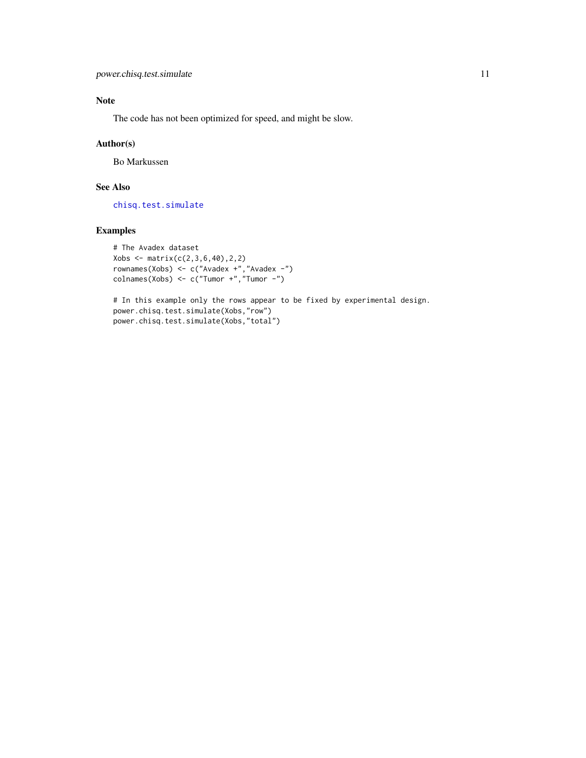## Note

The code has not been optimized for speed, and might be slow.

## Author(s)

Bo Markussen

## See Also

chisq.test.simulate

## Examples

```
# The Avadex dataset
Xobs <- matrix(c(2,3,6,40),2,2)
rownames(Xobs) <- c("Avadex +","Avadex -")
colnames(Xobs) <- c("Tumor +","Tumor -")

# In this example only the rows appear to be fixed by experimental design.
power.chisq.test.simulate(Xobs,"row")
power.chisq.test.simulate(Xobs,"total")
```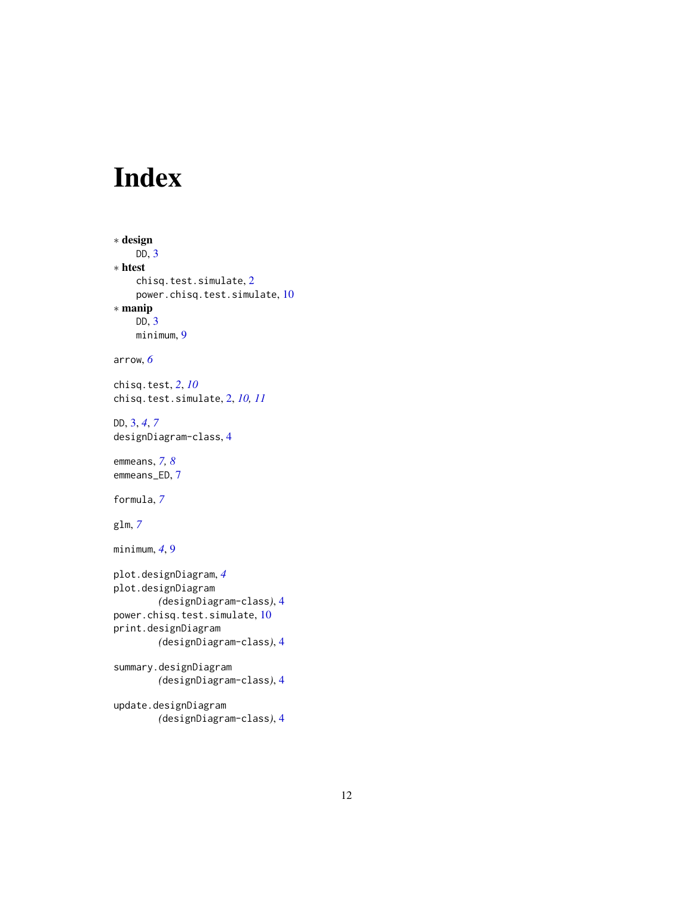# Index

∗ **design**
    DD, 3
∗ **htest**
    chisq.test.simulate, 2
    power.chisq.test.simulate, 10
∗ **manip**
    DD, 3
    minimum, 9

arrow, *6*

chisq.test, *2*, *10*
chisq.test.simulate, 2, *10, 11*

DD, 3, *4*, *7*
designDiagram-class, 4

emmeans, *7, 8*
emmeans_ED, 7

formula, *7*

glm, *7*

minimum, *4*, 9

plot.designDiagram, *4*
plot.designDiagram
        (designDiagram-class), 4
power.chisq.test.simulate, 10
print.designDiagram
        (designDiagram-class), 4

summary.designDiagram
        (designDiagram-class), 4

update.designDiagram
        (designDiagram-class), 4